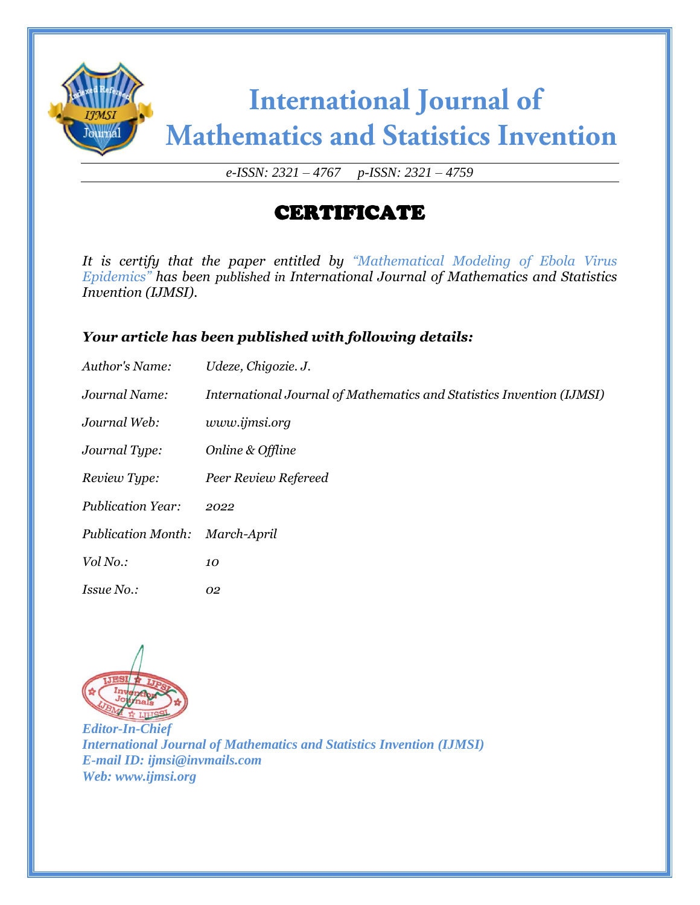# International Journal of Mathematics and Statistics Invention

*e-ISSN: 2321 – 4767 p-ISSN: 2321 – 4759*

## CERTIFICATE

*It is certify that the paper entitled by "Mathematical Modeling of Ebola Virus Epidemics" has been published in International Journal of Mathematics and Statistics Invention (IJMSI).*

***Your article has been published with following details:***

| | |
|---|---|
| *Author's Name:* | *Udeze, Chigozie. J.* |
| *Journal Name:* | *International Journal of Mathematics and Statistics Invention (IJMSI)* |
| *Journal Web:* | *www.ijmsi.org* |
| *Journal Type:* | *Online & Offline* |
| *Review Type:* | *Peer Review Refereed* |
| *Publication Year:* | *2022* |
| *Publication Month:* | *March-April* |
| *Vol No.:* | *10* |
| *Issue No.:* | *02* |

***Editor-In-Chief***
***International Journal of Mathematics and Statistics Invention (IJMSI)***
***E-mail ID: ijmsi@invmails.com***
***Web: www.ijmsi.org***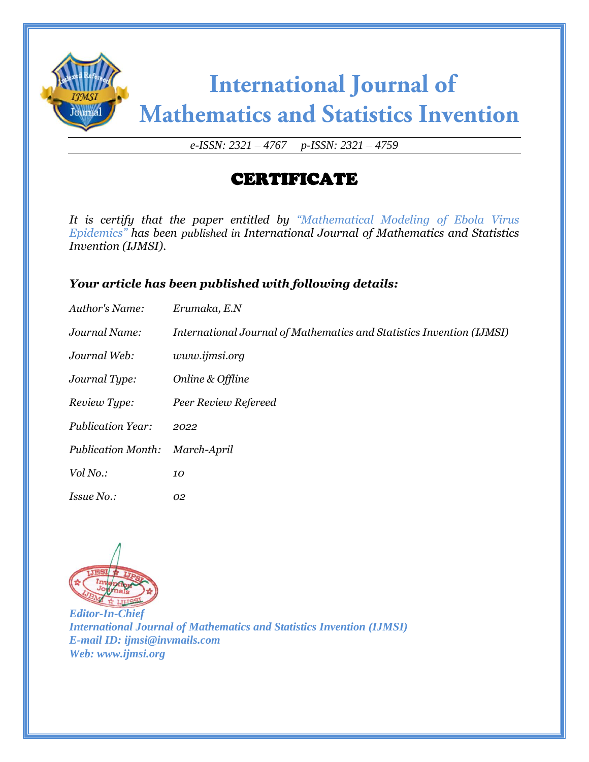# International Journal of Mathematics and Statistics Invention

*e-ISSN: 2321 – 4767 p-ISSN: 2321 – 4759*

## CERTIFICATE

*It is certify that the paper entitled by "Mathematical Modeling of Ebola Virus Epidemics" has been published in International Journal of Mathematics and Statistics Invention (IJMSI).*

***Your article has been published with following details:***

| | |
|---|---|
| *Author's Name:* | *Erumaka, E.N* |
| *Journal Name:* | *International Journal of Mathematics and Statistics Invention (IJMSI)* |
| *Journal Web:* | *www.ijmsi.org* |
| *Journal Type:* | *Online & Offline* |
| *Review Type:* | *Peer Review Refereed* |
| *Publication Year:* | *2022* |
| *Publication Month:* | *March-April* |
| *Vol No.:* | *10* |
| *Issue No.:* | *02* |

***Editor-In-Chief***
***International Journal of Mathematics and Statistics Invention (IJMSI)***
***E-mail ID: ijmsi@invmails.com***
***Web: www.ijmsi.org***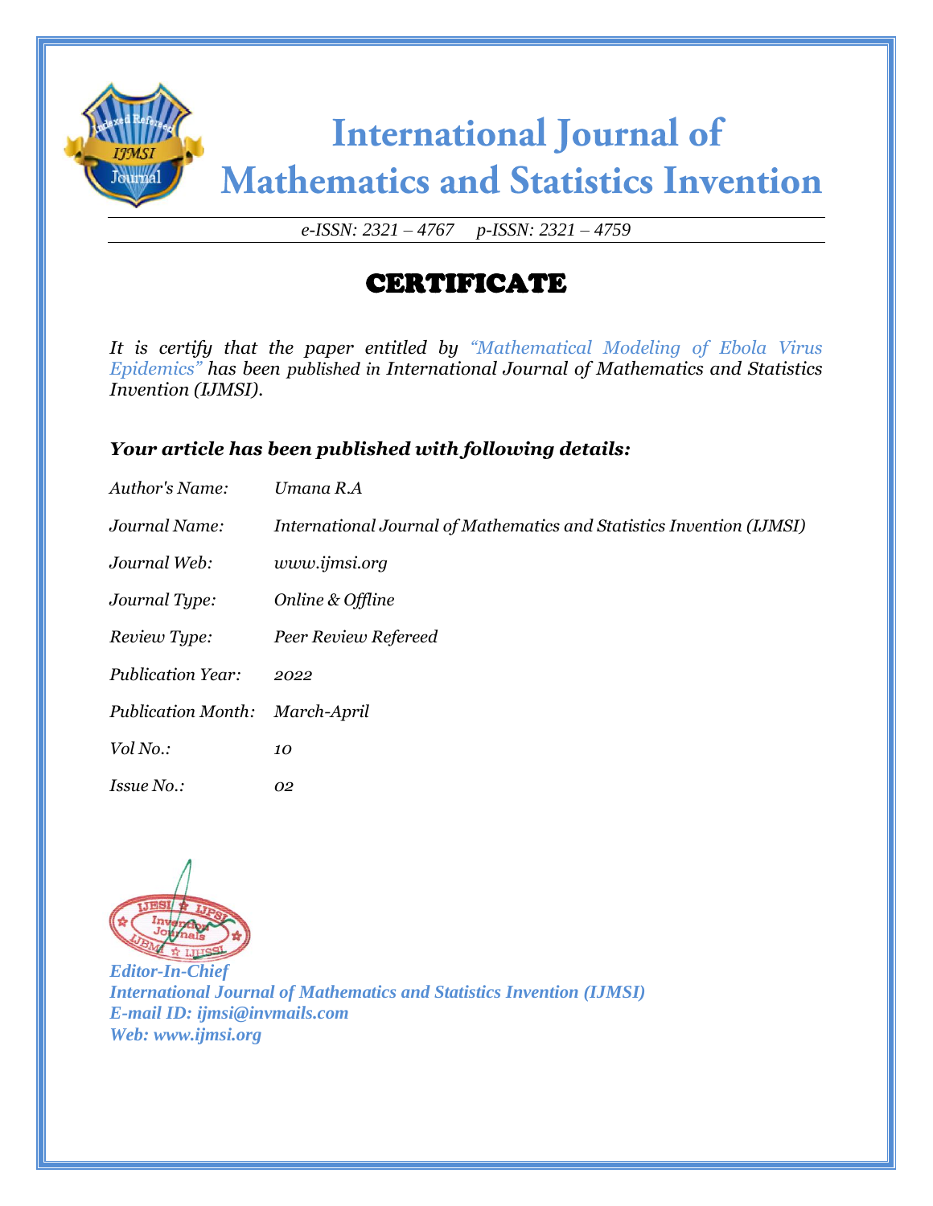# International Journal of Mathematics and Statistics Invention

*e-ISSN: 2321 – 4767 p-ISSN: 2321 – 4759*

## CERTIFICATE

*It is certify that the paper entitled by "Mathematical Modeling of Ebola Virus Epidemics" has been published in International Journal of Mathematics and Statistics Invention (IJMSI).*

### *Your article has been published with following details:*

| | |
|---|---|
| *Author's Name:* | *Umana R.A* |
| *Journal Name:* | *International Journal of Mathematics and Statistics Invention (IJMSI)* |
| *Journal Web:* | *www.ijmsi.org* |
| *Journal Type:* | *Online & Offline* |
| *Review Type:* | *Peer Review Refereed* |
| *Publication Year:* | *2022* |
| *Publication Month:* | *March-April* |
| *Vol No.:* | *10* |
| *Issue No.:* | *02* |

***Editor-In-Chief***
***International Journal of Mathematics and Statistics Invention (IJMSI)***
***E-mail ID: ijmsi@invmails.com***
***Web: www.ijmsi.org***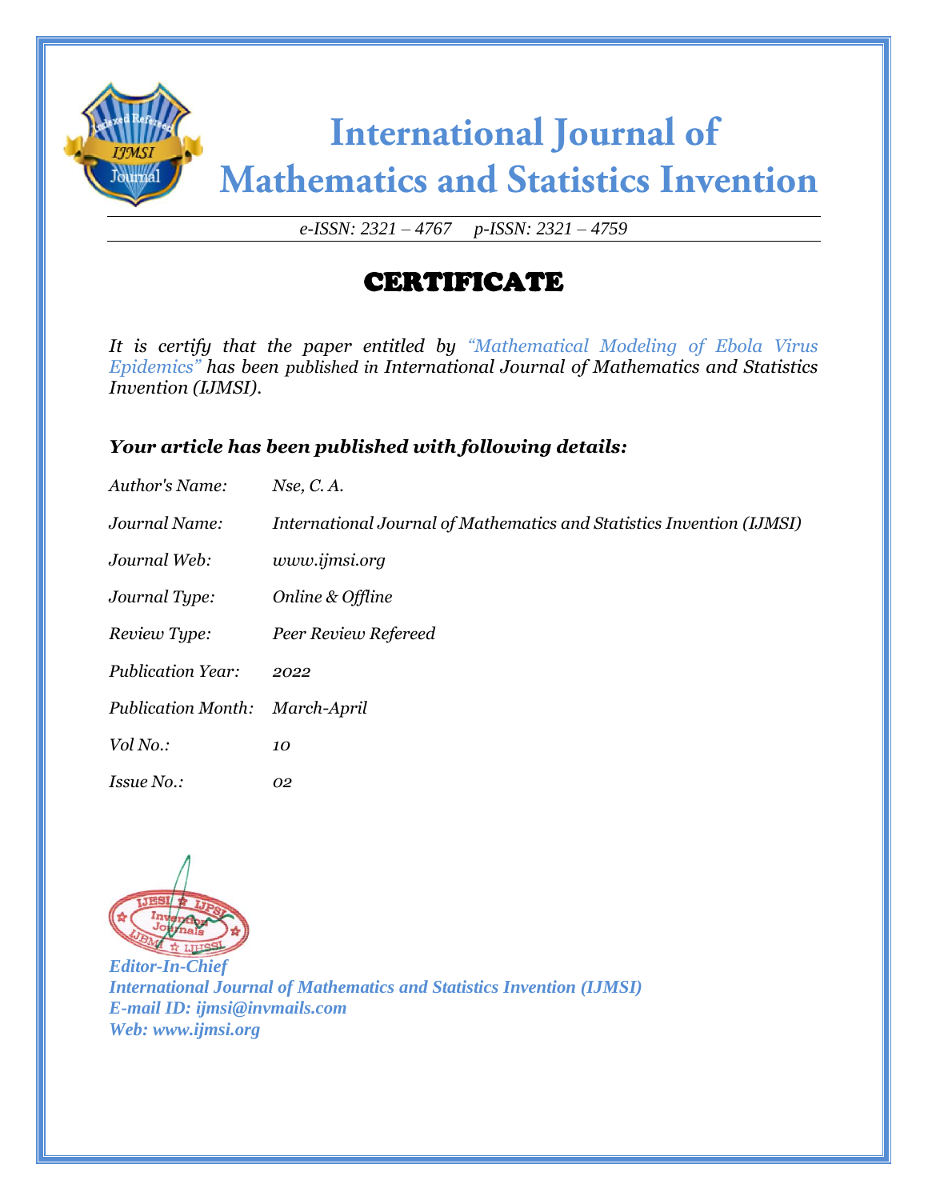# International Journal of Mathematics and Statistics Invention

*e-ISSN: 2321 – 4767     p-ISSN: 2321 – 4759*

## CERTIFICATE

*It is certify that the paper entitled by "Mathematical Modeling of Ebola Virus Epidemics" has been published in International Journal of Mathematics and Statistics Invention (IJMSI).*

***Your article has been published with following details:***

| | |
|---|---|
| *Author's Name:* | *Nse, C. A.* |
| *Journal Name:* | *International Journal of Mathematics and Statistics Invention (IJMSI)* |
| *Journal Web:* | *www.ijmsi.org* |
| *Journal Type:* | *Online & Offline* |
| *Review Type:* | *Peer Review Refereed* |
| *Publication Year:* | *2022* |
| *Publication Month:* | *March-April* |
| *Vol No.:* | *10* |
| *Issue No.:* | *02* |

***Editor-In-Chief***
***International Journal of Mathematics and Statistics Invention (IJMSI)***
***E-mail ID: ijmsi@invmails.com***
***Web: www.ijmsi.org***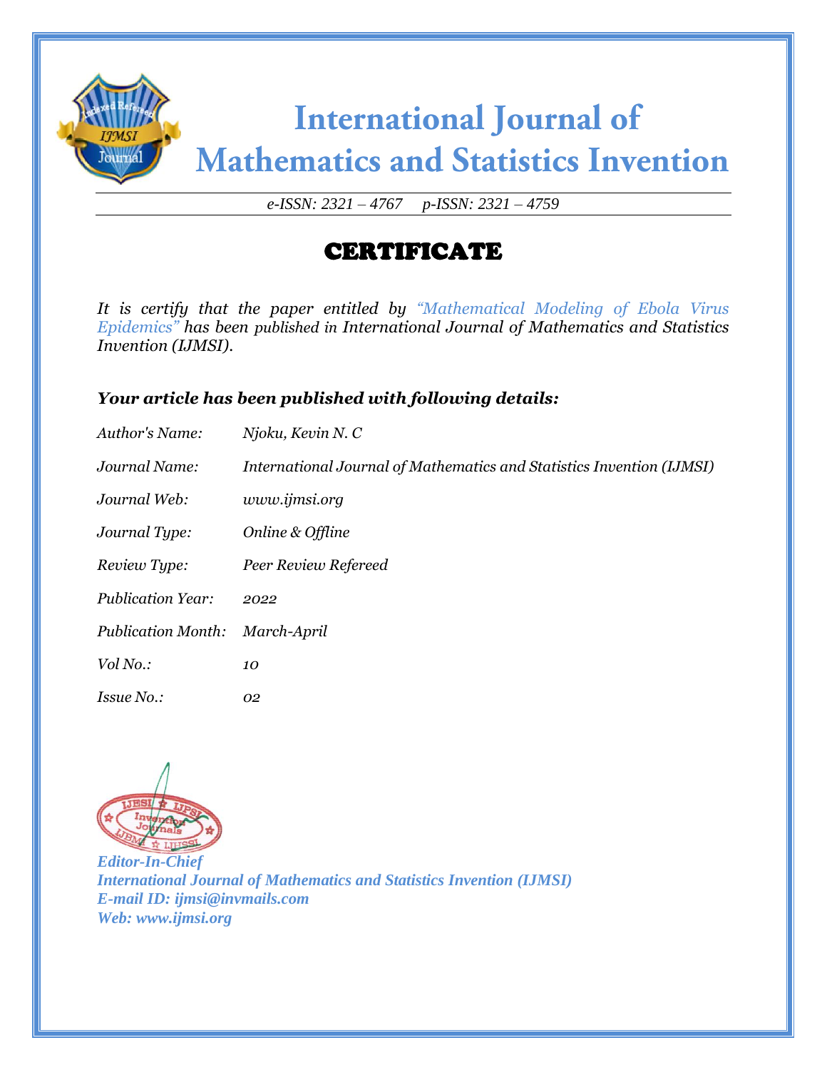# International Journal of Mathematics and Statistics Invention

*e-ISSN: 2321 – 4767 p-ISSN: 2321 – 4759*

## CERTIFICATE

*It is certify that the paper entitled by "Mathematical Modeling of Ebola Virus Epidemics" has been published in International Journal of Mathematics and Statistics Invention (IJMSI).*

***Your article has been published with following details:***

| | |
|---|---|
| *Author's Name:* | *Njoku, Kevin N. C* |
| *Journal Name:* | *International Journal of Mathematics and Statistics Invention (IJMSI)* |
| *Journal Web:* | *www.ijmsi.org* |
| *Journal Type:* | *Online & Offline* |
| *Review Type:* | *Peer Review Refereed* |
| *Publication Year:* | *2022* |
| *Publication Month:* | *March-April* |
| *Vol No.:* | *10* |
| *Issue No.:* | *02* |

***Editor-In-Chief***
***International Journal of Mathematics and Statistics Invention (IJMSI)***
***E-mail ID: ijmsi@invmails.com***
***Web: www.ijmsi.org***